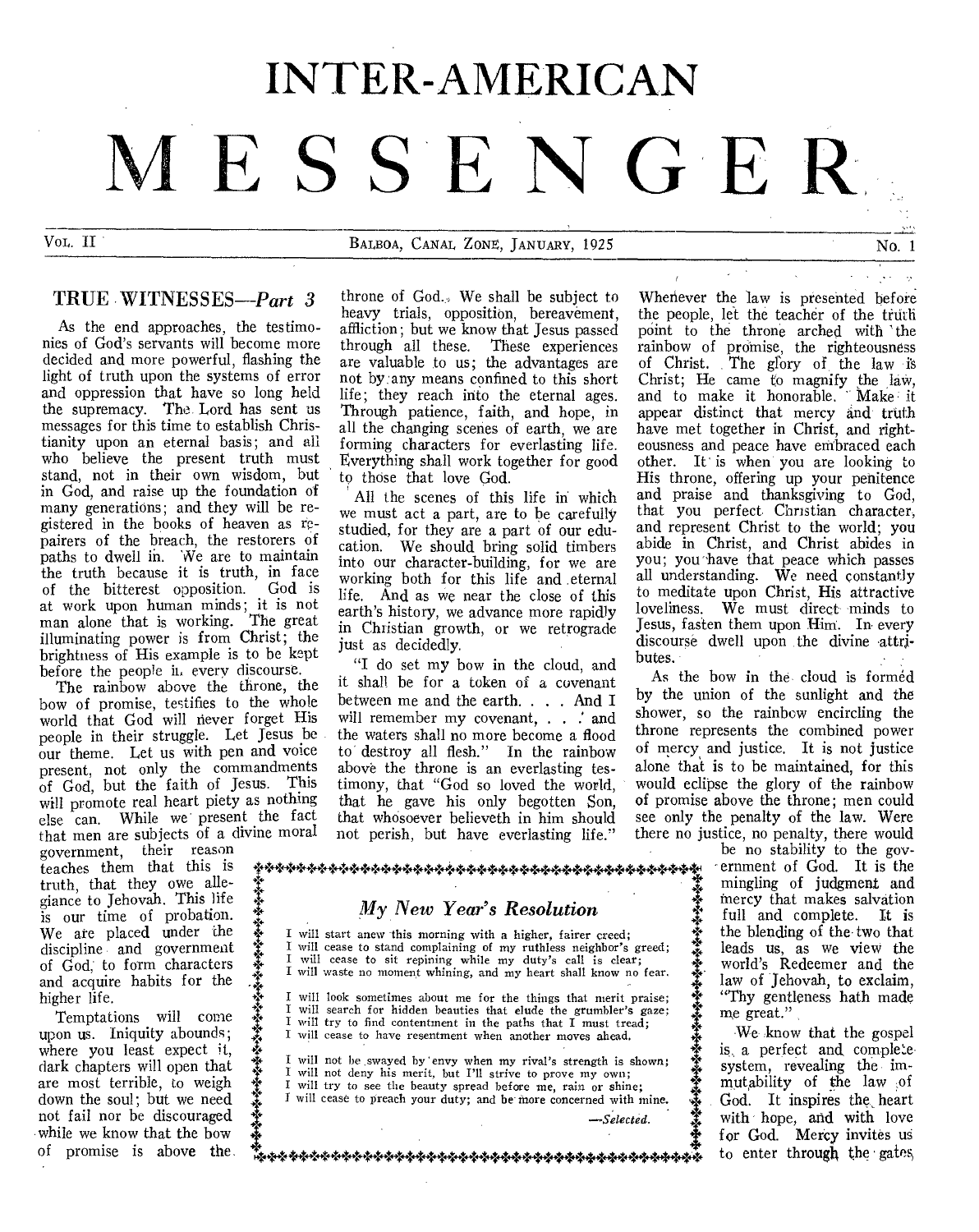# INTER-AMERICAN MESSENGER

Vol. II — Balboa, Canal Zone, January, 1925 — No. 1

## TRUE WITNESSES—*Part 3*

As the end approaches, the testimonies of God's servants will become more decided and more powerful, flashing the light of truth upon the systems of error and oppression that have so long held the supremacy. The Lord has sent us messages for this time to establish Christianity upon an eternal basis; and all who believe the present truth must stand, not in their own wisdom, but in God, and raise up the foundation of many generations; and they will be registered in the books of heaven as repairers of the breach, the restorers of paths to dwell in. We are to maintain the truth because it is truth, in face of the bitterest opposition. God is at work upon human minds; it is not man alone that is working. The great illuminating power is from Christ; the brightness of His example is to be kept before the people in every discourse.

The rainbow above the throne, the bow of promise, testifies to the whole world that God will never forget His people in their struggle. Let Jesus be our theme. Let us with pen and voice present, not only the commandments of God, but the faith of Jesus. This will promote real heart piety as nothing else can. While we present the fact that men are subjects of a divine moral government, their reason teaches them that this is truth, that they owe allegiance to Jehovah. This life is our time of probation. We are placed under the discipline and government of God, to form characters and acquire habits for the higher life.

Temptations will come upon us. Iniquity abounds; where you least expect it, dark chapters will open that are most terrible, to weigh down the soul; but we need not fail nor be discouraged while we know that the bow of promise is above the throne of God. We shall be subject to heavy trials, opposition, bereavement, affliction; but we know that Jesus passed through all these. These experiences are valuable to us; the advantages are not by any means confined to this short life; they reach into the eternal ages. Through patience, faith, and hope, in all the changing scenes of earth, we are forming characters for everlasting life. Everything shall work together for good to those that love God.

All the scenes of this life in which we must act a part, are to be carefully studied, for they are a part of our education. We should bring solid timbers into our character-building, for we are working both for this life and eternal life. And as we near the close of this earth's history, we advance more rapidly in Christian growth, or we retrograde just as decidedly.

"I do set my bow in the cloud, and it shall be for a token of a covenant between me and the earth. . . . And I will remember my covenant, . . . and the waters shall no more become a flood to destroy all flesh." In the rainbow above the throne is an everlasting testimony, that "God so loved the world, that he gave his only begotten Son, that whosoever believeth in him should not perish, but have everlasting life." Whenever the law is presented before the people, let the teacher of the truth point to the throne arched with the rainbow of promise, the righteousness of Christ. The glory of the law is Christ; He came to magnify the law, and to make it honorable. Make it appear distinct that mercy and truth have met together in Christ, and righteousness and peace have embraced each other. It is when you are looking to His throne, offering up your penitence and praise and thanksgiving to God, that you perfect Christian character, and represent Christ to the world; you abide in Christ, and Christ abides in you; you have that peace which passes all understanding. We need constantly to meditate upon Christ, His attractive loveliness. We must direct minds to Jesus, fasten them upon Him. In every discourse dwell upon the divine attributes.

As the bow in the cloud is formed by the union of the sunlight and the shower, so the rainbow encircling the throne represents the combined power of mercy and justice. It is not justice alone that is to be maintained, for this would eclipse the glory of the rainbow of promise above the throne; men could see only the penalty of the law. Were there no justice, no penalty, there would be no stability to the government of God. It is the mingling of judgment and mercy that makes salvation full and complete. It is the blending of the two that leads us, as we view the world's Redeemer and the law of Jehovah, to exclaim, "Thy gentleness hath made me great."

We know that the gospel is a perfect and complete system, revealing the immutability of the law of God. It inspires the heart with hope, and with love for God. Mercy invites us to enter through the gates

---

### *My New Year's Resolution*

I will start anew this morning with a higher, fairer creed;  
I will cease to stand complaining of my ruthless neighbor's greed;  
I will cease to sit repining while my duty's call is clear;  
I will waste no moment whining, and my heart shall know no fear.

I will look sometimes about me for the things that merit praise;  
I will search for hidden beauties that elude the grumbler's gaze;  
I will try to find contentment in the paths that I must tread;  
I will cease to have resentment when another moves ahead.

I will not be swayed by envy when my rival's strength is shown;  
I will not deny his merit, but I'll strive to prove my own;  
I will try to see the beauty spread before me, rain or shine;  
I will cease to preach your duty; and be more concerned with mine.

—*Selected.*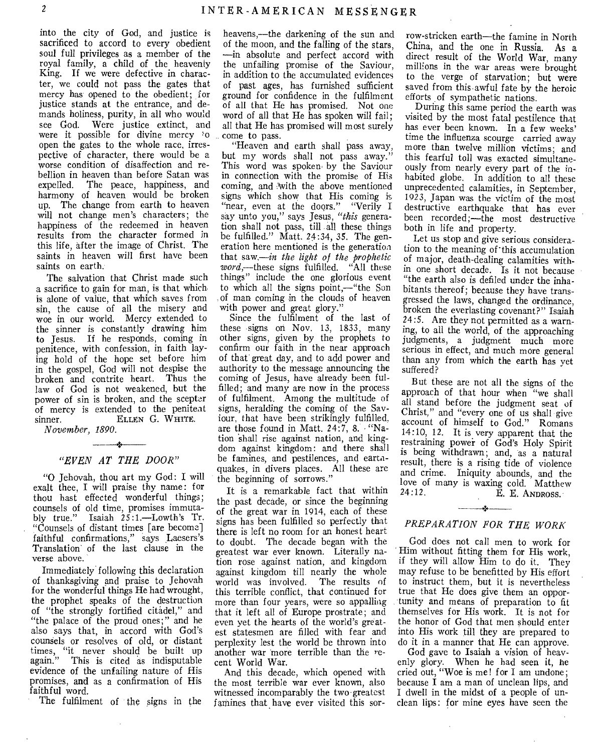into the city of God, and justice is sacrificed to accord to every obedient soul full privileges as a member of the royal family, a child of the heavenly King. If we were defective in character, we could not pass the gates that mercy has opened to the obedient; for justice stands at the entrance, and demands holiness, purity, in all who would see God. Were justice extinct, and were it possible for divine mercy to open the gates to the whole race, irrespective of character, there would be a worse condition of disaffection and rebellion in heaven than before Satan was expelled. The peace, happiness, and harmony of heaven would be broken up. The change from earth to heaven will not change men's characters; the happiness of the redeemed in heaven results from the character formed in this life, after the image of Christ. The saints in heaven will first have been saints on earth.

The salvation that Christ made such a sacrifice to gain for man, is that which is alone of value, that which saves from sin, the cause of all the misery and woe in our world. Mercy extended to the sinner is constantly drawing him to Jesus. If he responds, coming in penitence, with confession, in faith laying hold of the hope set before him in the gospel, God will not despise the broken and contrite heart. Thus the law of God is not weakened, but the power of sin is broken, and the scepter of mercy is extended to the penitent sinner.

ELLEN G. WHITE.

*November, 1890.*

## *"EVEN AT THE DOOR"*

"O Jehovah, thou art my God: I will exalt thee, I will praise thy name: for thou hast effected wonderful things; counsels of old time, promises immutably true." Isaiah 25:1.—Lowth's Tr. "Counsels of distant times [are become] faithful confirmations," says Laesers's Translation of the last clause in the verse above.

Immediately following this declaration of thanksgiving and praise to Jehovah for the wonderful things He had wrought, the prophet speaks of the destruction of "the strongly fortified citadel," and "the palace of the proud ones;" and he also says that, in accord with God's counsels or resolves of old, or distant times, "it never should be built up again." This is cited as indisputable evidence of the unfailing nature of His promises, and as a confirmation of His faithful word.

The fulfilment of the signs in the heavens,—the darkening of the sun and of the moon, and the falling of the stars, —in absolute and perfect accord with the unfailing promise of the Saviour, in addition to the accumulated evidences of past ages, has furnished sufficient ground for confidence in the fulfilment of all that He has promised. Not one word of all that He has spoken will fail; all that He has promised will most surely come to pass.

"Heaven and earth shall pass away, but my words shall not pass away." This word was spoken by the Saviour in connection with the promise of His coming, and with the above mentioned signs which show that His coming is "near, even at the doors." "Verily I say unto you," says Jesus, "*this* generation shall not pass, till all these things be fulfilled." Matt. 24:34, 35. The generation here mentioned is the generation that saw,—*in the light of the prophetic word*,—these signs fulfilled. "All these things" include the one glorious event to which all the signs point,—"the Son of man coming in the clouds of heaven with power and great glory."

Since the fulfilment of the last of these signs on Nov. 13, 1833, many other signs, given by the prophets to confirm our faith in the near approach of that great day, and to add power and authority to the message announcing the coming of Jesus, have already been fulfilled; and many are now in the process of fulfilment. Among the multitude of signs, heralding the coming of the Saviour, that have been strikingly fulfilled, are those found in Matt. 24:7, 8. "Nation shall rise against nation, and kingdom against kingdom: and there shall be famines, and pestilences, and earthquakes, in divers places. All these are the beginning of sorrows."

It is a remarkable fact that within the past decade, or since the beginning of the great war in 1914, each of these signs has been fulfilled so perfectly that there is left no room for an honest heart to doubt. The decade began with the greatest war ever known. Literally nation rose against nation, and kingdom against kingdom till nearly the whole world was involved. The results of this terrible conflict, that continued for more than four years, were so appalling that it left all of Europe prostrate; and even yet the hearts of the world's greatest statesmen are filled with fear and perplexity lest the world be thrown into another war more terrible than the recent World War.

And this decade, which opened with the most terrible war ever known, also witnessed incomparably the two greatest famines that have ever visited this sorrow-stricken earth—the famine in North China, and the one in Russia. As a direct result of the World War, many millions in the war areas were brought to the verge of starvation; but were saved from this awful fate by the heroic efforts of sympathetic nations.

During this same period the earth was visited by the most fatal pestilence that has ever been known. In a few weeks' time the influenza scourge carried away more than twelve million victims; and this fearful toll was exacted simultaneously from nearly every part of the inhabited globe. In addition to all these unprecedented calamities, in September, 1923, Japan was the victim of the most destructive earthquake that has ever been recorded;—the most destructive both in life and property.

Let us stop and give serious consideration to the meaning of this accumulation of major, death-dealing calamities within one short decade. Is it not because "the earth also is defiled under the inhabitants thereof; because they have transgressed the laws, changed the ordinance, broken the everlasting covenant?" Isaiah 24:5. Are they not permitted as a warning, to all the world, of the approaching judgments, a judgment much more serious in effect, and much more general than any from which the earth has yet suffered?

But these are not all the signs of the approach of that hour when "we shall all stand before the judgment seat of Christ," and "every one of us shall give account of himself to God." Romans 14:10, 12. It is very apparent that the restraining power of God's Holy Spirit is being withdrawn; and, as a natural result, there is a rising tide of violence and crime. Iniquity abounds, and the love of many is waxing cold. Matthew 24:12.

E. E. ANDROSS.

## *PREPARATION FOR THE WORK*

God does not call men to work for Him without fitting them for His work, if they will allow Him to do it. They may refuse to be benefitted by His effort to instruct them, but it is nevertheless true that He does give them an opportunity and means of preparation to fit themselves for His work. It is not for the honor of God that men should enter into His work till they are prepared to do it in a manner that He can approve.

God gave to Isaiah a vision of heavenly glory. When he had seen it, he cried out, "Woe is me! for I am undone; because I am a man of unclean lips, and I dwell in the midst of a people of unclean lips: for mine eyes have seen the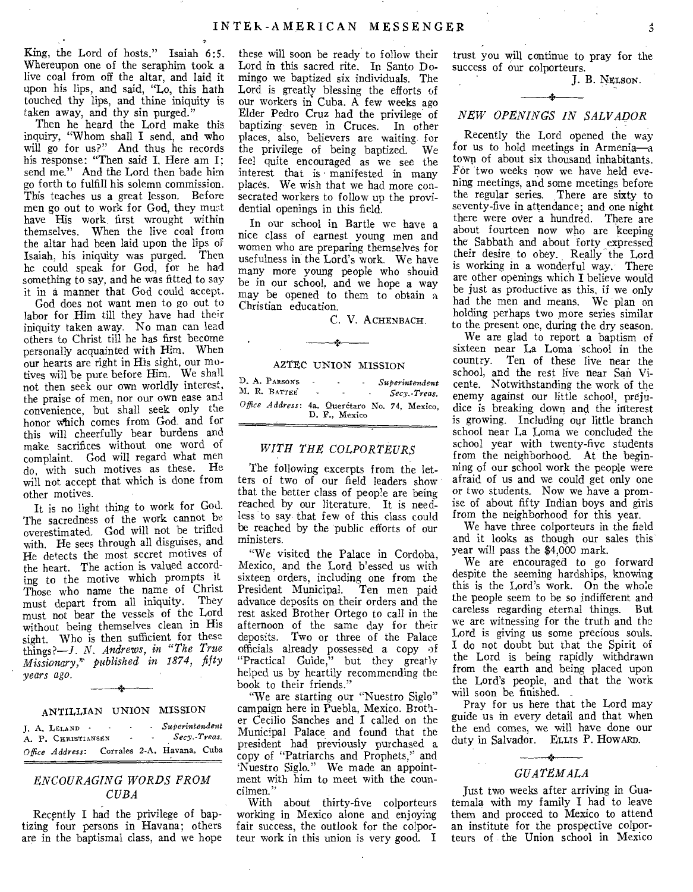King, the Lord of hosts." Isaiah 6:5. Whereupon one of the seraphim took a live coal from off the altar, and laid it upon his lips, and said, "Lo, this hath touched thy lips, and thine iniquity is taken away, and thy sin purged."

Then he heard the Lord make this inquiry, "Whom shall I send, and who will go for us?" And thus he records his response: "Then said I, Here am I; send me." And the Lord then bade him go forth to fulfill his solemn commission. This teaches us a great lesson. Before men go out to work for God, they must have His work first wrought within themselves. When the live coal from the altar had been laid upon the lips of Isaiah, his iniquity was purged. Then he could speak for God, for he had something to say, and he was fitted to say it in a manner that God could accept.

God does not want men to go out to labor for Him till they have had their iniquity taken away. No man can lead others to Christ till he has first become personally acquainted with Him. When our hearts are right in His sight, our motives will be pure before Him. We shall not then seek our own worldly interest, the praise of men, nor our own ease and convenience, but shall seek only the honor which comes from God and for this will cheerfully bear burdens and make sacrifices without one word of complaint. God will regard what men do, with such motives as these. He will not accept that which is done from other motives.

It is no light thing to work for God. The sacredness of the work cannot be overestimated. God will not be trifled with. He sees through all disguises, and He detects the most secret motives of the heart. The action is valued according to the motive which prompts it. Those who name the name of Christ must depart from all iniquity. They must not bear the vessels of the Lord without being themselves clean in His sight. Who is then sufficient for these things?—*J. N. Andrews, in "The True Missionary," published in 1874, fifty years ago.*

---

## ANTILLIAN UNION MISSION

J. A. LELAND - - - *Superintendent*
A. P. CHRISTIANSEN - - *Secy.-Treas.*
*Office Address:* Corrales 2-A, Havana, Cuba

### *ENCOURAGING WORDS FROM CUBA*

Recently I had the privilege of baptizing four persons in Havana; others are in the baptismal class, and we hope these will soon be ready to follow their Lord in this sacred rite. In Santo Domingo we baptized six individuals. The Lord is greatly blessing the efforts of our workers in Cuba. A few weeks ago Elder Pedro Cruz had the privilege of baptizing seven in Cruces. In other places, also, believers are waiting for the privilege of being baptized. We feel quite encouraged as we see the interest that is manifested in many places. We wish that we had more consecrated workers to follow up the providential openings in this field.

In our school in Bartle we have a nice class of earnest young men and women who are preparing themselves for usefulness in the Lord's work. We have many more young people who should be in our school, and we hope a way may be opened to them to obtain a Christian education.

C. V. ACHENBACH.

---

## AZTEC UNION MISSION

D. A. PARSONS - - - *Superintendent*
M. R. BATTEE - - - *Secy.-Treas.*
*Office Address:* 4a. Querétaro No. 74, Mexico, D. F., Mexico

### *WITH THE COLPORTEURS*

The following excerpts from the letters of two of our field leaders show that the better class of people are being reached by our literature. It is needless to say that few of this class could be reached by the public efforts of our ministers.

"We visited the Palace in Cordoba, Mexico, and the Lord blessed us with sixteen orders, including one from the President Municipal. Ten men paid advance deposits on their orders and the rest asked Brother Ortego to call in the afternoon of the same day for their deposits. Two or three of the Palace officials already possessed a copy of "Practical Guide," but they greatly helped us by heartily recommending the book to their friends."

"We are starting our "Nuestro Siglo" campaign here in Puebla, Mexico. Brother Cecilio Sanches and I called on the Municipal Palace and found that the president had previously purchased a copy of "Patriarchs and Prophets," and 'Nuestro Siglo." We made an appointment with him to meet with the councilmen."

With about thirty-five colporteurs working in Mexico alone and enjoying fair success, the outlook for the colporteur work in this union is very good. I trust you will continue to pray for the success of our colporteurs.

J. B. NELSON.

---

### *NEW OPENINGS IN SALVADOR*

Recently the Lord opened the way for us to hold meetings in Armenia—a town of about six thousand inhabitants. For two weeks now we have held evening meetings, and some meetings before the regular series. There are sixty to seventy-five in attendance; and one night there were over a hundred. There are about fourteen now who are keeping the Sabbath and about forty expressed their desire to obey. Really the Lord is working in a wonderful way. There are other openings which I believe would be just as productive as this, if we only had the men and means. We plan on holding perhaps two more series similar to the present one, during the dry season.

We are glad to report a baptism of sixteen near La Loma school in the country. Ten of these live near the school, and the rest live near San Vicente. Notwithstanding the work of the enemy against our little school, prejudice is breaking down and the interest is growing. Including our little branch school near La Loma we concluded the school year with twenty-five students from the neighborhood. At the beginning of our school work the people were afraid of us and we could get only one or two students. Now we have a promise of about fifty Indian boys and girls from the neighborhood for this year.

We have three colporteurs in the field and it looks as though our sales this year will pass the $4,000 mark.

We are encouraged to go forward despite the seeming hardships, knowing this is the Lord's work. On the whole the people seem to be so indifferent and careless regarding eternal things. But we are witnessing for the truth and the Lord is giving us some precious souls. I do not doubt but that the Spirit of the Lord is being rapidly withdrawn from the earth and being placed upon the Lord's people, and that the work will soon be finished.

Pray for us here that the Lord may guide us in every detail and that when the end comes, we will have done our duty in Salvador. ELLIS P. HOWARD.

---

### *GUATEMALA*

Just two weeks after arriving in Guatemala with my family I had to leave them and proceed to Mexico to attend an institute for the prospective colporteurs of the Union school in Mexico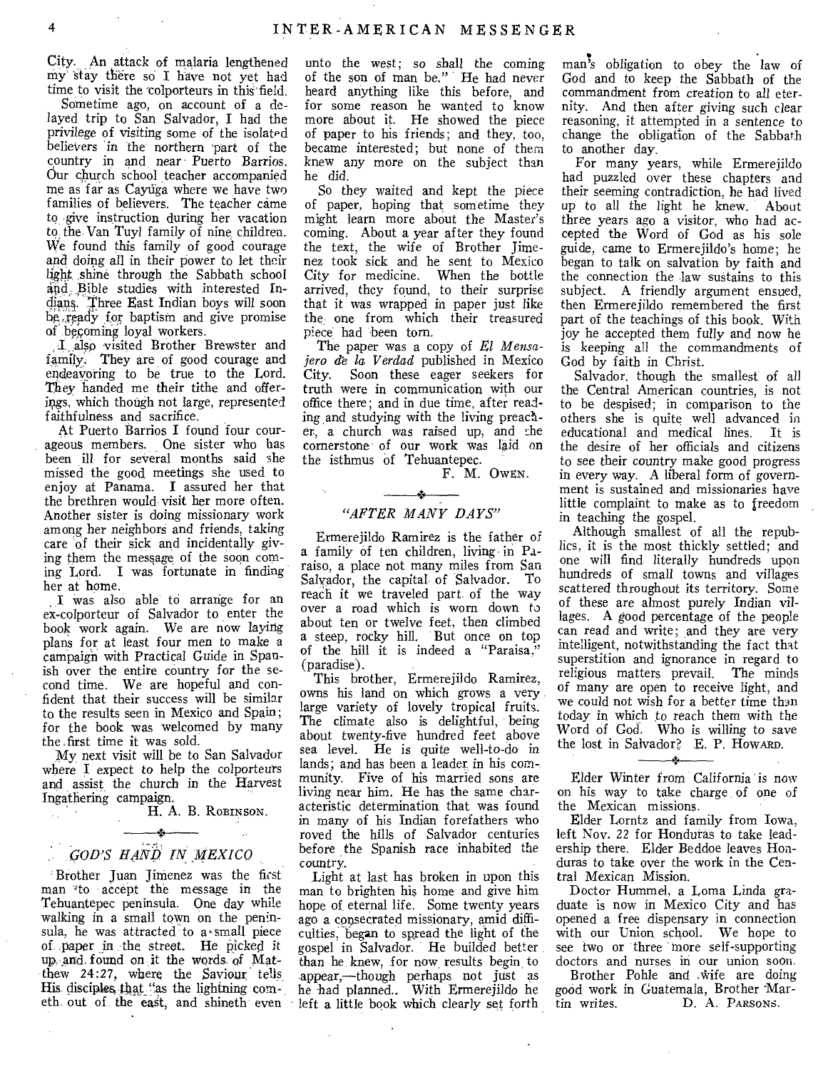City. An attack of malaria lengthened my stay there so I have not yet had time to visit the colporteurs in this field.

Sometime ago, on account of a delayed trip to San Salvador, I had the privilege of visiting some of the isolated believers in the northern part of the country in and near Puerto Barrios. Our church school teacher accompanied me as far as Cayuga where we have two families of believers. The teacher came to give instruction during her vacation to the Van Tuyl family of nine children. We found this family of good courage and doing all in their power to let their light shine through the Sabbath school and Bible studies with interested Indians. Three East Indian boys will soon be ready for baptism and give promise of becoming loyal workers.

I also visited Brother Brewster and family. They are of good courage and endeavoring to be true to the Lord. They handed me their tithe and offerings, which though not large, represented faithfulness and sacrifice.

At Puerto Barrios I found four courageous members. One sister who has been ill for several months said she missed the good meetings she used to enjoy at Panama. I assured her that the brethren would visit her more often. Another sister is doing missionary work among her neighbors and friends, taking care of their sick and incidentally giving them the message of the soon coming Lord. I was fortunate in finding her at home.

I was also able to arrange for an ex-colporteur of Salvador to enter the book work again. We are now laying plans for at least four men to make a campaign with Practical Guide in Spanish over the entire country for the second time. We are hopeful and confident that their success will be similar to the results seen in Mexico and Spain; for the book was welcomed by many the first time it was sold.

My next visit will be to San Salvador where I expect to help the colporteurs and assist the church in the Harvest Ingathering campaign.

H. A. B. ROBINSON.

## GOD'S HAND IN MEXICO

Brother Juan Jimenez was the first man to accept the message in the Tehuantepec peninsula. One day while walking in a small town on the peninsula, he was attracted to a small piece of paper in the street. He picked it up and found on it the words of Matthew 24:27, where the Saviour tells His disciples that "as the lightning cometh out of the east, and shineth even unto the west; so shall the coming of the son of man be." He had never heard anything like this before, and for some reason he wanted to know more about it. He showed the piece of paper to his friends; and they, too, became interested; but none of them knew any more on the subject than he did.

So they waited and kept the piece of paper, hoping that sometime they might learn more about the Master's coming. About a year after they found the text, the wife of Brother Jimenez took sick and he sent to Mexico City for medicine. When the bottle arrived, they found, to their surprise that it was wrapped in paper just like the one from which their treasured piece had been torn.

The paper was a copy of *El Mensajero de la Verdad* published in Mexico City. Soon these eager seekers for truth were in communication with our office there; and in due time, after reading and studying with the living preacher, a church was raised up, and the cornerstone of our work was laid on the isthmus of Tehuantepec.

F. M. OWEN.

## "AFTER MANY DAYS"

Ermerejildo Ramirez is the father of a family of ten children, living in Paraiso, a place not many miles from San Salvador, the capital of Salvador. To reach it we traveled part of the way over a road which is worn down to about ten or twelve feet, then climbed a steep, rocky hill. But once on top of the hill it is indeed a "Paraiso," (paradise).

This brother, Ermerejildo Ramirez, owns his land on which grows a very large variety of lovely tropical fruits. The climate also is delightful, being about twenty-five hundred feet above sea level. He is quite well-to-do in lands; and has been a leader in his community. Five of his married sons are living near him. He has the same characteristic determination that was found in many of his Indian forefathers who roved the hills of Salvador centuries before the Spanish race inhabited the country.

Light at last has broken in upon this man to brighten his home and give him hope of eternal life. Some twenty years ago a consecrated missionary, amid difficulties, began to spread the light of the gospel in Salvador. He builded better than he knew, for now results begin to appear,—though perhaps not just as he had planned. With Ermerejildo he left a little book which clearly set forth man's obligation to obey the law of God and to keep the Sabbath of the commandment from creation to all eternity. And then after giving such clear reasoning, it attempted in a sentence to change the obligation of the Sabbath to another day.

For many years, while Ermerejildo had puzzled over these chapters and their seeming contradiction, he had lived up to all the light he knew. About three years ago a visitor, who had accepted the Word of God as his sole guide, came to Ermerejildo's home; he began to talk on salvation by faith and the connection the law sustains to this subject. A friendly argument ensued, then Ermerejildo remembered the first part of the teachings of this book. With joy he accepted them fully and now he is keeping all the commandments of God by faith in Christ.

Salvador, though the smallest of all the Central American countries, is not to be despised; in comparison to the others she is quite well advanced in educational and medical lines. It is the desire of her officials and citizens to see their country make good progress in every way. A liberal form of government is sustained and missionaries have little complaint to make as to freedom in teaching the gospel.

Although smallest of all the republics, it is the most thickly settled; and one will find literally hundreds upon hundreds of small towns and villages scattered throughout its territory. Some of these are almost purely Indian villages. A good percentage of the people can read and write; and they are very intelligent, notwithstanding the fact that superstition and ignorance in regard to religious matters prevail. The minds of many are open to receive light, and we could not wish for a better time than today in which to reach them with the Word of God. Who is willing to save the lost in Salvador? E. P. HOWARD.

---

Elder Winter from California is now on his way to take charge of one of the Mexican missions.

Elder Lorntz and family from Iowa, left Nov. 22 for Honduras to take leadership there. Elder Beddoe leaves Honduras to take over the work in the Central Mexican Mission.

Doctor Hummel, a Loma Linda graduate is now in Mexico City and has opened a free dispensary in connection with our Union school. We hope to see two or three more self-supporting doctors and nurses in our union soon.

Brother Pohle and wife are doing good work in Guatemala, Brother Martin writes. D. A. PARSONS.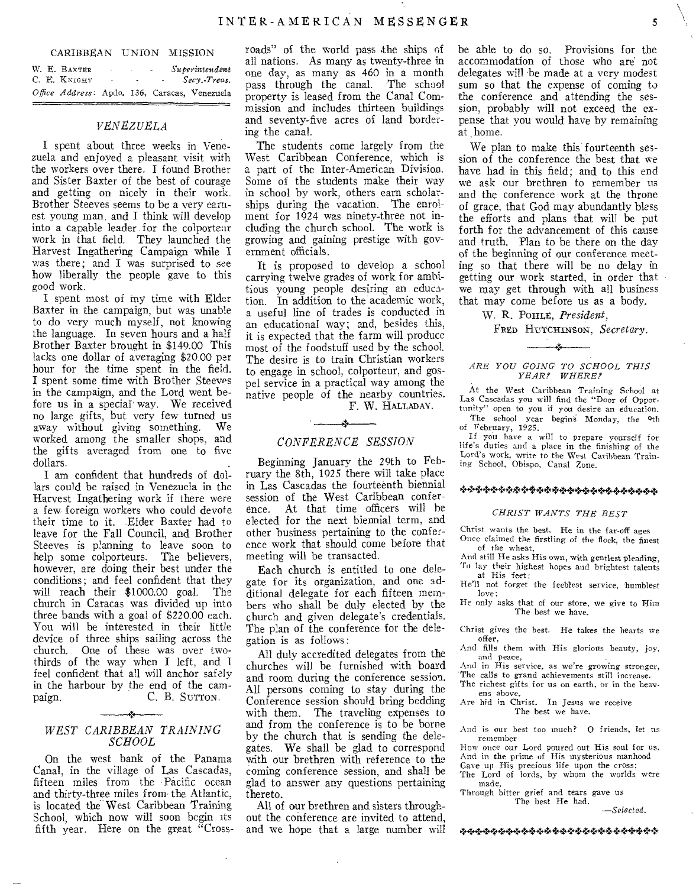CARIBBEAN UNION MISSION

W. E. BAXTER - - - *Superintendent*
C. E. KNIGHT - - - *Secy.-Treas.*
*Office Address*: Apdo. 136, Caracas, Venezuela

## *VENEZUELA*

I spent about three weeks in Venezuela and enjoyed a pleasant visit with the workers over there. I found Brother and Sister Baxter of the best of courage and getting on nicely in their work. Brother Steeves seems to be a very earnest young man, and I think will develop into a capable leader for the colporteur work in that field. They launched the Harvest Ingathering Campaign while I was there; and I was surprised to see how liberally the people gave to this good work.

I spent most of my time with Elder Baxter in the campaign, but was unable to do very much myself, not knowing the language. In seven hours and a half Brother Baxter brought in $149.00 This lacks one dollar of averaging $20.00 per hour for the time spent in the field. I spent some time with Brother Steeves in the campaign, and the Lord went before us in a special way. We received no large gifts, but very few turned us away without giving something. We worked among the smaller shops, and the gifts averaged from one to five dollars.

I am confident that hundreds of dollars could be raised in Venezuela in the Harvest Ingathering work if there were a few foreign workers who could devote their time to it. Elder Baxter had to leave for the Fall Council, and Brother Steeves is planning to leave soon to help some colporteurs. The believers, however, are doing their best under the conditions; and feel confident that they will reach their $1000.00 goal. The church in Caracas was divided up into three bands with a goal of $220.00 each. You will be interested in their little device of three ships sailing across the church. One of these was over two-thirds of the way when I left, and I feel confident that all will anchor safely in the harbour by the end of the campaign.

C. B. SUTTON.

## *WEST CARIBBEAN TRAINING SCHOOL*

On the west bank of the Panama Canal, in the village of Las Cascadas, fifteen miles from the Pacific ocean and thirty-three miles from the Atlantic, is located the West Caribbean Training School, which now will soon begin its fifth year. Here on the great "Cross-roads" of the world pass the ships of all nations. As many as twenty-three in one day, as many as 460 in a month pass through the canal. The school property is leased from the Canal Commission and includes thirteen buildings and seventy-five acres of land bordering the canal.

The students come largely from the West Caribbean Conference, which is a part of the Inter-American Division. Some of the students make their way in school by work, others earn scholarships during the vacation. The enrolment for 1924 was ninety-three not including the church school. The work is growing and gaining prestige with government officials.

It is proposed to develop a school carrying twelve grades of work for ambitious young people desiring an education. In addition to the academic work, a useful line of trades is conducted in an educational way; and, besides this, it is expected that the farm will produce most of the foodstuff used by the school. The desire is to train Christian workers to engage in school, colporteur, and gospel service in a practical way among the native people of the nearby countries.

F. W. HALLADAY.

## *CONFERENCE SESSION*

Beginning January the 29th to February the 8th, 1925 there will take place in Las Cascadas the fourteenth biennial session of the West Caribbean conference. At that time officers will be elected for the next biennial term, and other business pertaining to the conference work that should come before that meeting will be transacted.

Each church is entitled to one delegate for its organization, and one additional delegate for each fifteen members who shall be duly elected by the church and given delegate's credentials. The plan of the conference for the delegation is as follows:

All duly accredited delegates from the churches will be furnished with board and room during the conference session. All persons coming to stay during the Conference session should bring bedding with them. The traveling expenses to and from the conference is to be borne by the church that is sending the delegates. We shall be glad to correspond with our brethren with reference to the coming conference session, and shall be glad to answer any questions pertaining thereto.

All of our brethren and sisters throughout the conference are invited to attend, and we hope that a large number will be able to do so. Provisions for the accommodation of those who are not delegates will be made at a very modest sum so that the expense of coming to the conference and attending the session, probably will not exceed the expense that you would have by remaining at home.

We plan to make this fourteenth session of the conference the best that we have had in this field; and to this end we ask our brethren to remember us and the conference work at the throne of grace, that God may abundantly bless the efforts and plans that will be put forth for the advancement of this cause and truth. Plan to be there on the day of the beginning of our conference meeting so that there will be no delay in getting our work started, in order that we may get through with all business that may come before us as a body.

W. R. POHLE, *President*,
FRED HUTCHINSON, *Secretary*.

### *ARE YOU GOING TO SCHOOL THIS YEAR? WHERE?*

At the West Caribbean Training School at Las Cascadas you will find the "Door of Opportunity" open to you if you desire an education.

The school year begins Monday, the 9th of February, 1925.

If you have a will to prepare yourself for life's duties and a place in the finishing of the Lord's work, write to the West Caribbean Training School, Obispo, Canal Zone.

### *CHRIST WANTS THE BEST*

Christ wants the best. He in the far-off ages
Once claimed the firstling of the flock, the finest of the wheat,
And still He asks His own, with gentlest pleading,
To lay their highest hopes and brightest talents at His feet:
He'll not forget the feeblest service, humblest love;
He only asks that of our store, we give to Him
The best we have.

Christ gives the best. He takes the hearts we offer,
And fills them with His glorious beauty, joy, and peace,
And in His service, as we're growing stronger,
The calls to grand achievements still increase.
The richest gifts for us on earth, or in the heavens above,
Are hid in Christ. In Jesus we receive
The best we have.

And is our best too much? O friends, let us remember
How once our Lord poured out His soul for us,
And in the prime of His mysterious manhood
Gave up His precious life upon the cross;
The Lord of lords, by whom the worlds were made,
Through bitter grief and tears gave us
The best He had.

*—Selected.*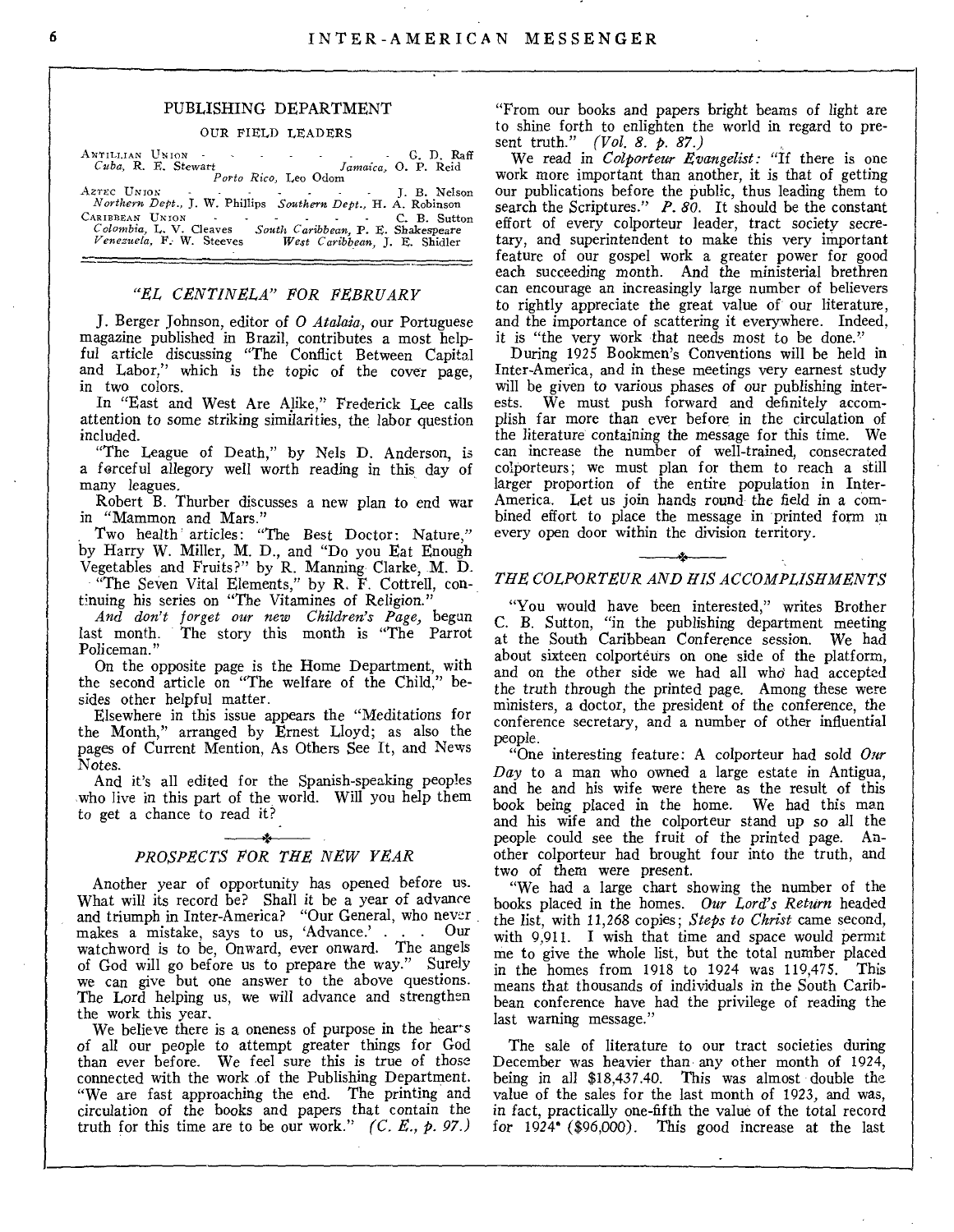## PUBLISHING DEPARTMENT

### OUR FIELD LEADERS

ANTILLIAN UNION - - - - - - - - G. D. Raff
*Cuba*, R. E. Stewart *Jamaica*, O. P. Reid
*Porto Rico*, Leo Odom

AZTEC UNION - - - - - - - - J. B. Nelson
*Northern Dept.*, J. W. Phillips *Southern Dept.*, H. A. Robinson

CARIBBEAN UNION - - - - - - - C. B. Sutton
*Colombia*, L. V. Cleaves *South Caribbean*, P. E. Shakespeare
*Venezuela*, F. W. Steeves *West Caribbean*, J. E. Shidler

### *"EL CENTINELA" FOR FEBRUARY*

J. Berger Johnson, editor of *O Atalaia*, our Portuguese magazine published in Brazil, contributes a most helpful article discussing "The Conflict Between Capital and Labor," which is the topic of the cover page, in two colors.

In "East and West Are Alike," Frederick Lee calls attention to some striking similarities, the labor question included.

"The League of Death," by Nels D. Anderson, is a forceful allegory well worth reading in this day of many leagues.

Robert B. Thurber discusses a new plan to end war in "Mammon and Mars."

Two health articles: "The Best Doctor: Nature," by Harry W. Miller, M. D., and "Do you Eat Enough Vegetables and Fruits?" by R. Manning Clarke, M. D.

"The Seven Vital Elements," by R. F. Cottrell, continuing his series on "The Vitamines of Religion."

*And don't forget our new Children's Page,* begun last month. The story this month is "The Parrot Policeman."

On the opposite page is the Home Department, with the second article on "The welfare of the Child," besides other helpful matter.

Elsewhere in this issue appears the "Meditations for the Month," arranged by Ernest Lloyd; as also the pages of Current Mention, As Others See It, and News Notes.

And it's all edited for the Spanish-speaking peoples who live in this part of the world. Will you help them to get a chance to read it?

### *PROSPECTS FOR THE NEW YEAR*

Another year of opportunity has opened before us. What will its record be? Shall it be a year of advance and triumph in Inter-America? "Our General, who never makes a mistake, says to us, 'Advance.' . . . Our watchword is to be, Onward, ever onward. The angels of God will go before us to prepare the way." Surely we can give but one answer to the above questions. The Lord helping us, we will advance and strengthen the work this year.

We believe there is a oneness of purpose in the hearts of all our people to attempt greater things for God than ever before. We feel sure this is true of those connected with the work of the Publishing Department. "We are fast approaching the end. The printing and circulation of the books and papers that contain the truth for this time are to be our work." *(C. E., p. 97.)*

"From our books and papers bright beams of light are to shine forth to enlighten the world in regard to present truth." *(Vol. 8. p. 87.)*

We read in *Colporteur Evangelist:* "If there is one work more important than another, it is that of getting our publications before the public, thus leading them to search the Scriptures." *P. 80.* It should be the constant effort of every colporteur leader, tract society secretary, and superintendent to make this very important feature of our gospel work a greater power for good each succeeding month. And the ministerial brethren can encourage an increasingly large number of believers to rightly appreciate the great value of our literature, and the importance of scattering it everywhere. Indeed, it is "the very work that needs most to be done."

During 1925 Bookmen's Conventions will be held in Inter-America, and in these meetings very earnest study will be given to various phases of our publishing interests. We must push forward and definitely accomplish far more than ever before in the circulation of the literature containing the message for this time. We can increase the number of well-trained, consecrated colporteurs; we must plan for them to reach a still larger proportion of the entire population in Inter-America. Let us join hands round the field in a combined effort to place the message in printed form in every open door within the division territory.

### *THE COLPORTEUR AND HIS ACCOMPLISHMENTS*

"You would have been interested," writes Brother C. B. Sutton, "in the publishing department meeting at the South Caribbean Conference session. We had about sixteen colporteurs on one side of the platform, and on the other side we had all who had accepted the truth through the printed page. Among these were ministers, a doctor, the president of the conference, the conference secretary, and a number of other influential people.

"One interesting feature: A colporteur had sold *Our Day* to a man who owned a large estate in Antigua, and he and his wife were there as the result of this book being placed in the home. We had this man and his wife and the colporteur stand up so all the people could see the fruit of the printed page. Another colporteur had brought four into the truth, and two of them were present.

"We had a large chart showing the number of the books placed in the homes. *Our Lord's Return* headed the list, with 11,268 copies; *Steps to Christ* came second, with 9,911. I wish that time and space would permit me to give the whole list, but the total number placed in the homes from 1918 to 1924 was 119,475. This means that thousands of individuals in the South Caribbean conference have had the privilege of reading the last warning message."

The sale of literature to our tract societies during December was heavier than any other month of 1924, being in all $18,437.40. This was almost double the value of the sales for the last month of 1923, and was, in fact, practically one-fifth the value of the total record for 1924* ($96,000). This good increase at the last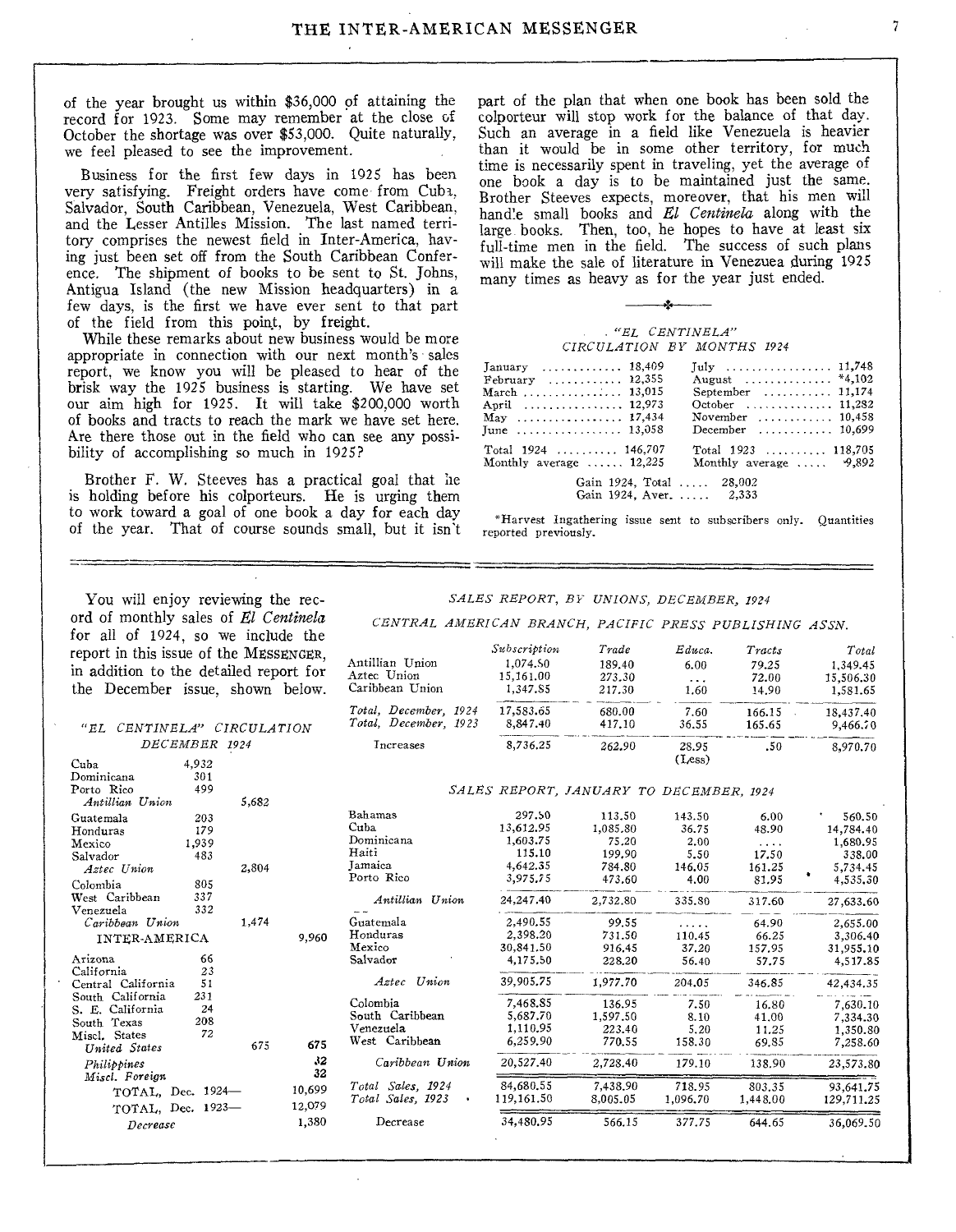of the year brought us within $36,000 of attaining the record for 1923. Some may remember at the close of October the shortage was over $53,000. Quite naturally, we feel pleased to see the improvement.

Business for the first few days in 1925 has been very satisfying. Freight orders have come from Cuba, Salvador, South Caribbean, Venezuela, West Caribbean, and the Lesser Antilles Mission. The last named territory comprises the newest field in Inter-America, having just been set off from the South Caribbean Conference. The shipment of books to be sent to St. Johns, Antigua Island (the new Mission headquarters) in a few days, is the first we have ever sent to that part of the field from this point, by freight.

While these remarks about new business would be more appropriate in connection with our next month's sales report, we know you will be pleased to hear of the brisk way the 1925 business is starting. We have set our aim high for 1925. It will take $200,000 worth of books and tracts to reach the mark we have set here. Are there those out in the field who can see any possibility of accomplishing so much in 1925?

Brother F. W. Steeves has a practical goal that he is holding before his colporteurs. He is urging them to work toward a goal of one book a day for each day of the year. That of course sounds small, but it isn't part of the plan that when one book has been sold the colporteur will stop work for the balance of that day. Such an average in a field like Venezuela is heavier than it would be in some other territory, for much time is necessarily spent in traveling, yet the average of one book a day is to be maintained just the same. Brother Steeves expects, moreover, that his men will handle small books and *El Centinela* along with the large books. Then, too, he hopes to have at least six full-time men in the field. The success of such plans will make the sale of literature in Venezuea during 1925 many times as heavy as for the year just ended.

### *"EL CENTINELA" CIRCULATION BY MONTHS 1924*

| Month | | Month | |
|---|---|---|---|
| January | 18,409 | July | 11,748 |
| February | 12,355 | August | *4,102 |
| March | 13,015 | September | 11,174 |
| April | 12,973 | October | 11,282 |
| May | 17,434 | November | 10,458 |
| June | 13,058 | December | 10,699 |
| Total 1924 | 146,707 | Total 1923 | 118,705 |
| Monthly average | 12,225 | Monthly average | 9,892 |

Gain 1924, Total ..... 28,002
Gain 1924, Aver. ..... 2,333

*Harvest Ingathering issue sent to subscribers only. Quantities reported previously.

You will enjoy reviewing the record of monthly sales of *El Centinela* for all of 1924, so we include the report in this issue of the MESSENGER, in addition to the detailed report for the December issue, shown below.

### *"EL CENTINELA" CIRCULATION DECEMBER 1924*

| | | | |
|---|---|---|---|
| Cuba | 4,932 | | |
| Dominicana | 301 | | |
| Porto Rico | 499 | | |
| *Antillian Union* | | 5,682 | |
| Guatemala | 203 | | |
| Honduras | 179 | | |
| Mexico | 1,939 | | |
| Salvador | 483 | | |
| *Aztec Union* | | 2,804 | |
| Colombia | 805 | | |
| West Caribbean | 337 | | |
| Venezuela | 332 | | |
| *Caribbean Union* | | 1,474 | |
| INTER-AMERICA | | | 9,960 |
| Arizona | 66 | | |
| California | 23 | | |
| Central California | 51 | | |
| South California | 231 | | |
| S. E. California | 24 | | |
| South Texas | 208 | | |
| Miscl. States | 72 | | |
| *United States* | | 675 | 675 |
| *Philippines* | | | 32 |
| *Miscl. Foreign* | | | 32 |
| TOTAL, Dec. 1924— | | | 10,699 |
| TOTAL, Dec. 1923— | | | 12,079 |
| *Decrease* | | | 1,380 |

### *SALES REPORT, BY UNIONS, DECEMBER, 1924*

*CENTRAL AMERICAN BRANCH, PACIFIC PRESS PUBLISHING ASSN.*

| | *Subscription* | *Trade* | *Educa.* | *Tracts* | *Total* |
|---|---|---|---|---|---|
| Antillian Union | 1,074.50 | 189.40 | 6.00 | 79.25 | 1,349.45 |
| Aztec Union | 15,161.00 | 273.30 | ... | 72.00 | 15,506.30 |
| Caribbean Union | 1,347.85 | 217.30 | 1.60 | 14.90 | 1,581.65 |
| *Total, December, 1924* | 17,583.65 | 680.00 | 7.60 | 166.15 | 18,437.40 |
| *Total, December, 1923* | 8,847.40 | 417.10 | 36.55 | 165.65 | 9,466.70 |
| Increases | 8,736.25 | 262.90 | 28.95 (Less) | .50 | 8,970.70 |

### *SALES REPORT, JANUARY TO DECEMBER, 1924*

| | *Subscription* | *Trade* | *Educa.* | *Tracts* | *Total* |
|---|---|---|---|---|---|
| Bahamas | 297.50 | 113.50 | 143.50 | 6.00 | 560.50 |
| Cuba | 13,612.95 | 1,085.80 | 36.75 | 48.90 | 14,784.40 |
| Dominicana | 1,603.75 | 75.20 | 2.00 | .... | 1,680.95 |
| Haiti | 115.10 | 199.90 | 5.50 | 17.50 | 338.00 |
| Jamaica | 4,642.35 | 784.80 | 146.05 | 161.25 | 5,734.45 |
| Porto Rico | 3,975.75 | 473.60 | 4.00 | 81.95 | 4,535.30 |
| *Antillian Union* | 24,247.40 | 2,732.80 | 335.80 | 317.60 | 27,633.60 |
| Guatemala | 2,490.55 | 99.55 | .... | 64.90 | 2,655.00 |
| Honduras | 2,398.20 | 731.50 | 110.45 | 66.25 | 3,306.40 |
| Mexico | 30,841.50 | 916.45 | 37.20 | 157.95 | 31,955.10 |
| Salvador | 4,175.50 | 228.20 | 56.40 | 57.75 | 4,517.85 |
| *Aztec Union* | 39,905.75 | 1,977.70 | 204.05 | 346.85 | 42,434.35 |
| Colombia | 7,468.85 | 136.95 | 7.50 | 16.80 | 7,630.10 |
| South Caribbean | 5,687.70 | 1,597.50 | 8.10 | 41.00 | 7,334.30 |
| Venezuela | 1,110.95 | 223.40 | 5.20 | 11.25 | 1,350.80 |
| West Caribbean | 6,259.90 | 770.55 | 158.30 | 69.85 | 7,258.60 |
| *Caribbean Union* | 20,527.40 | 2,728.40 | 179.10 | 138.90 | 23,573.80 |
| *Total Sales, 1924* | 84,680.55 | 7,438.90 | 718.95 | 803.35 | 93,641.75 |
| *Total Sales, 1923* | 119,161.50 | 8,005.05 | 1,096.70 | 1,448.00 | 129,711.25 |
| Decrease | 34,480.95 | 566.15 | 377.75 | 644.65 | 36,069.50 |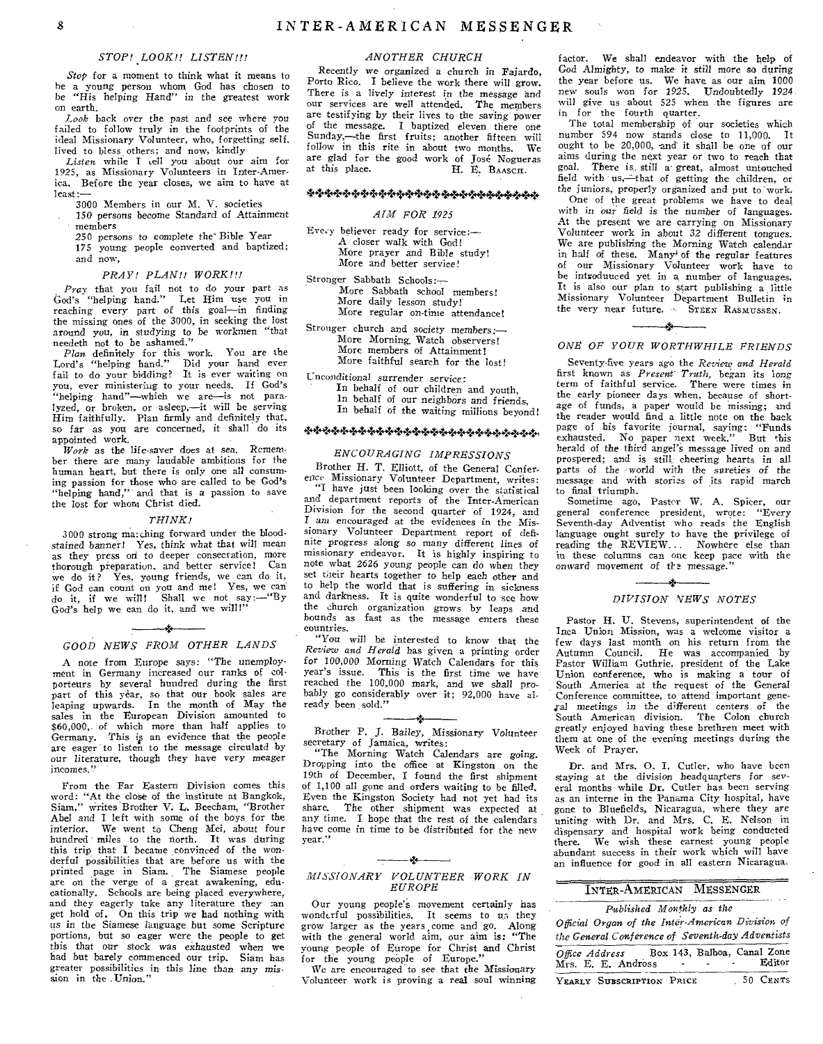### STOP! LOOK!! LISTEN!!!

*Stop* for a moment to think what it means to be a young person whom God has chosen to be "His helping Hand" in the greatest work on earth.

*Look* back over the past and see where you failed to follow truly in the footprints of the ideal Missionary Volunteer, who, forgetting self, lived to bless others; and now, kindly

*Listen* while I tell you about our aim for 1925, as Missionary Volunteers in Inter-America. Before the year closes, we aim to have at least:—

- 3000 Members in our M. V. societies
- 150 persons become Standard of Attainment members
- 250 persons to complete the Bible Year
- 175 young people converted and baptized; and now,

### PRAY! PLAN!! WORK!!!

*Pray* that you fail not to do your part as God's "helping hand." Let Him use you in reaching every part of this goal—in finding the missing ones of the 3000, in seeking the lost around you, in studying to be workmen "that needeth not to be ashamed."

*Plan* definitely for this work. You are the Lord's "helping hand." Did your hand ever fail to do your bidding? It is ever waiting on you, ever ministering to your needs. If God's "helping hand"—which we are—is not paralyzed, or broken, or asleep,—it will be serving Him faithfully. Plan firmly and definitely that, so far as you are concerned, it shall do its appointed work.

*Work* as the life-saver does at sea. Remember there are many laudable ambitions for the human heart, but there is only one all consuming passion for those who are called to be God's "helping hand," and that is a passion to save the lost for whom Christ died.

### THINK!

3000 strong marching forward under the blood-stained banner! Yes, think what that will mean as they press on to deeper consecration, more thorough preparation, and better service! Can we do it? Yes, young friends, we can do it, if God can count on you and me! Yes, we can do it, if we will! Shall we not say:—"By God's help we can do it, and we will!"

### GOOD NEWS FROM OTHER LANDS

A note from Europe says: "The unemployment in Germany increased our ranks of colporteurs by several hundred during the first part of this year, so that our book sales are leaping upwards. In the month of May the sales in the European Division amounted to $60,000, of which more than half applies to Germany. This is an evidence that the people are eager to listen to the message circulatd by our literature, though they have very meager incomes."

From the Far Eastern Division comes this word: "At the close of the institute at Bangkok, Siam," writes Brother V. L. Beecham, "Brother Abel and I left with some of the boys for the interior. We went to Cheng Mei, about four hundred miles to the north. It was during this trip that I became convinced of the wonderful possibilities that are before us with the printed page in Siam. The Siamese people are on the verge of a great awakening, educationally. Schools are being placed everywhere, and they eagerly take any literature they can get hold of. On this trip we had nothing with us in the Siamese language but some Scripture portions, but so eager were the people to get this that our stock was exhausted when we had but barely commenced our trip. Siam has greater possibilities in this line than any mission in the Union."

### ANOTHER CHURCH

Recently we organized a church in Fajardo, Porto Rico. I believe the work there will grow. There is a lively interest in the message and our services are well attended. The members are testifying by their lives to the saving power of the message. I baptized eleven there one Sunday,—the first fruits; another fifteen will follow in this rite in about two months. We are glad for the good work of José Nogueras at this place. H. E. BAASCH.

### AIM FOR 1925

Every believer ready for service:—
A closer walk with God!
More prayer and Bible study!
More and better service!

Stronger Sabbath Schools:—
More Sabbath school members!
More daily lesson study!
More regular on-time attendance!

Stronger church and society members:—
More Morning Watch observers!
More members of Attainment!
More faithful search for the lost!

Unconditional surrender service:
In behalf of our children and youth,
In behalf of our neighbors and friends,
In behalf of the waiting millions beyond!

### ENCOURAGING IMPRESSIONS

Brother H. T. Elliott, of the General Conference Missionary Volunteer Department, writes: "I have just been looking over the statistical and department reports of the Inter-American Division for the second quarter of 1924, and I am encouraged at the evidences in the Missionary Volunteer Department report of definite progress along so many different lines of missionary endeavor. It is highly inspiring to note what 2626 young people can do when they set their hearts together to help each other and to help the world that is suffering in sickness and darkness. It is quite wonderful to see how the church organization grows by leaps and bounds as fast as the message enters these countries.

"You will be interested to know that the *Review and Herald* has given a printing order for 100,000 Morning Watch Calendars for this year's issue. This is the first time we have reached the 100,000 mark, and we shall probably go considerably over it; 92,000 have already been sold."

Brother P. J. Bailey, Missionary Volunteer secretary of Jamaica, writes:

"The Morning Watch Calendars are going. Dropping into the office at Kingston on the 19th of December, I found the first shipment of 1,100 all gone and orders waiting to be filled. Even the Kingston Society had not yet had its share. The other shipment was expected at any time. I hope that the rest of the calendars have come in time to be distributed for the new year."

### MISSIONARY VOLUNTEER WORK IN EUROPE

Our young people's movement certainly has wonderful possibilities. It seems to us they grow larger as the years come and go. Along with the general world aim, our aim is: "The young people of Europe for Christ and Christ for the young people of Europe."

We are encouraged to see that the Missionary Volunteer work is proving a real soul winning factor. We shall endeavor with the help of God Almighty, to make it still more so during the year before us. We have as our aim 1000 new souls won for 1925. Undoubtedly 1924 will give us about 525 when the figures are in for the fourth quarter.

The total membership of our societies which number 594 now stands close to 11,000. It ought to be 20,000, and it shall be one of our aims during the next year or two to reach that goal. There is still a great, almost untouched field with us,—that of getting the children, or the juniors, properly organized and put to work.

One of the great problems we have to deal with in our field is the number of languages. At the present we are carrying on Missionary Volunteer work in about 32 different tongues. We are publishing the Morning Watch calendar in half of these. Many of the regular features of our Missionary Volunteer work have to be introduuced yet in a number of languages. It is also our plan to start publishing a little Missionary Volunteer Department Bulletin in the very near future. STEEN RASMUSSEN.

### ONE OF YOUR WORTHWHILE FRIENDS

Seventy-five years ago the *Review and Herald* first known as *Present Truth*, began its long term of faithful service. There were times in the early pioneer days when, because of shortage of funds, a paper would be missing; and the reader would find a little note on the back page of his favorite journal, saying: "Funds exhausted. No paper next week." But this herald of the third angel's message lived on and prospered; and is still cheering hearts in all parts of the world with the sureties of the message and with stories of its rapid march to final triumph.

Sometime ago, Pastor W. A. Spicer, our general conference president, wrote: "Every Seventh-day Adventist who reads the English language ought surely to have the privilege of reading the REVIEW... Nowhere else than in these columns can one keep pace with the onward movement of the message."

### DIVISION NEWS NOTES

Pastor H. U. Stevens, superintendent of the Inca Union Mission, was a welcome visitor a few days last month on his return from the Autumn Council. He was accompanied by Pastor William Guthrie, president of the Lake Union conference, who is making a tour of South America at the request of the General Conference committee, to attend important general meetings in the different centers of the South American division. The Colon church greatly enjoyed having these brethren meet with them at one of the evening meetings during the Week of Prayer.

Dr. and Mrs. O. I. Cutler, who have been staying at the division headquarters for several months while Dr. Cutler has been serving as an interne in the Panama City hospital, have gone to Bluefields, Nicaragua, where they are uniting with Dr. and Mrs. C. E. Nelson in dispensary and hospital work being conducted there. We wish these earnest young people abundant success in their work which will have an influence for good in all eastern Nicaragua.

---

**INTER-AMERICAN MESSENGER**

*Published Monthly as the Official Organ of the Inter-American Division of the General Conference of Seventh-day Adventists*

*Office Address* Box 143, Balboa, Canal Zone
Mrs. E. E. Andross - - - Editor

YEARLY SUBSCRIPTION PRICE 50 CENTS